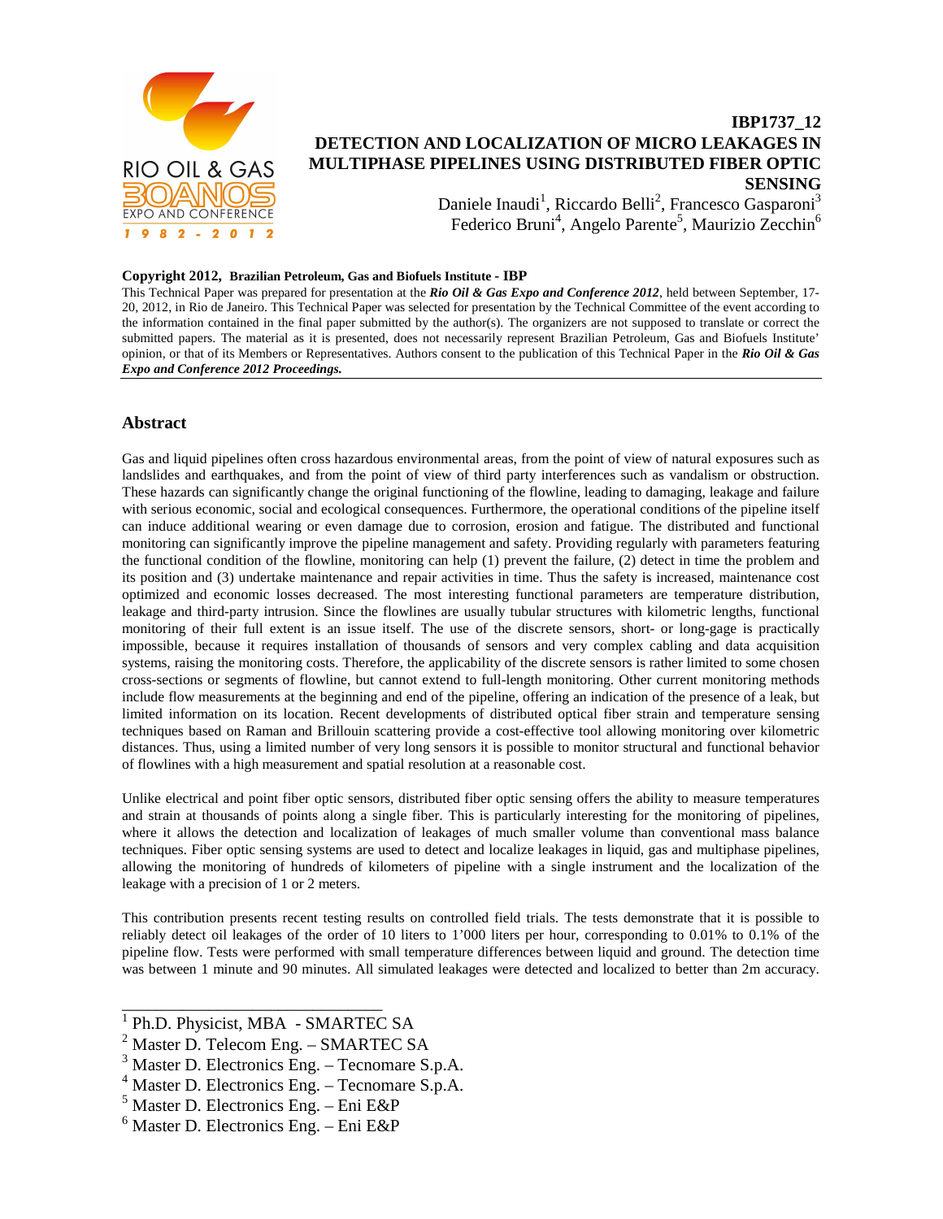IBP1737_12

# DETECTION AND LOCALIZATION OF MICRO LEAKAGES IN MULTIPHASE PIPELINES USING DISTRIBUTED FIBER OPTIC SENSING

Daniele Inaudi[1], Riccardo Belli[2], Francesco Gasparoni[3]
Federico Bruni[4], Angelo Parente[5], Maurizio Zecchin[6]

**Copyright 2012, Brazilian Petroleum, Gas and Biofuels Institute - IBP**

This Technical Paper was prepared for presentation at the ***Rio Oil & Gas Expo and Conference 2012***, held between September, 17-20, 2012, in Rio de Janeiro. This Technical Paper was selected for presentation by the Technical Committee of the event according to the information contained in the final paper submitted by the author(s). The organizers are not supposed to translate or correct the submitted papers. The material as it is presented, does not necessarily represent Brazilian Petroleum, Gas and Biofuels Institute' opinion, or that of its Members or Representatives. Authors consent to the publication of this Technical Paper in the ***Rio Oil & Gas Expo and Conference 2012 Proceedings.***

## Abstract

Gas and liquid pipelines often cross hazardous environmental areas, from the point of view of natural exposures such as landslides and earthquakes, and from the point of view of third party interferences such as vandalism or obstruction. These hazards can significantly change the original functioning of the flowline, leading to damaging, leakage and failure with serious economic, social and ecological consequences. Furthermore, the operational conditions of the pipeline itself can induce additional wearing or even damage due to corrosion, erosion and fatigue. The distributed and functional monitoring can significantly improve the pipeline management and safety. Providing regularly with parameters featuring the functional condition of the flowline, monitoring can help (1) prevent the failure, (2) detect in time the problem and its position and (3) undertake maintenance and repair activities in time. Thus the safety is increased, maintenance cost optimized and economic losses decreased. The most interesting functional parameters are temperature distribution, leakage and third-party intrusion. Since the flowlines are usually tubular structures with kilometric lengths, functional monitoring of their full extent is an issue itself. The use of the discrete sensors, short- or long-gage is practically impossible, because it requires installation of thousands of sensors and very complex cabling and data acquisition systems, raising the monitoring costs. Therefore, the applicability of the discrete sensors is rather limited to some chosen cross-sections or segments of flowline, but cannot extend to full-length monitoring. Other current monitoring methods include flow measurements at the beginning and end of the pipeline, offering an indication of the presence of a leak, but limited information on its location. Recent developments of distributed optical fiber strain and temperature sensing techniques based on Raman and Brillouin scattering provide a cost-effective tool allowing monitoring over kilometric distances. Thus, using a limited number of very long sensors it is possible to monitor structural and functional behavior of flowlines with a high measurement and spatial resolution at a reasonable cost.

Unlike electrical and point fiber optic sensors, distributed fiber optic sensing offers the ability to measure temperatures and strain at thousands of points along a single fiber. This is particularly interesting for the monitoring of pipelines, where it allows the detection and localization of leakages of much smaller volume than conventional mass balance techniques. Fiber optic sensing systems are used to detect and localize leakages in liquid, gas and multiphase pipelines, allowing the monitoring of hundreds of kilometers of pipeline with a single instrument and the localization of the leakage with a precision of 1 or 2 meters.

This contribution presents recent testing results on controlled field trials. The tests demonstrate that it is possible to reliably detect oil leakages of the order of 10 liters to 1'000 liters per hour, corresponding to 0.01% to 0.1% of the pipeline flow. Tests were performed with small temperature differences between liquid and ground. The detection time was between 1 minute and 90 minutes. All simulated leakages were detected and localized to better than 2m accuracy.

______________________________

[1] Ph.D. Physicist, MBA - SMARTEC SA
[2] Master D. Telecom Eng. – SMARTEC SA
[3] Master D. Electronics Eng. – Tecnomare S.p.A.
[4] Master D. Electronics Eng. – Tecnomare S.p.A.
[5] Master D. Electronics Eng. – Eni E&P
[6] Master D. Electronics Eng. – Eni E&P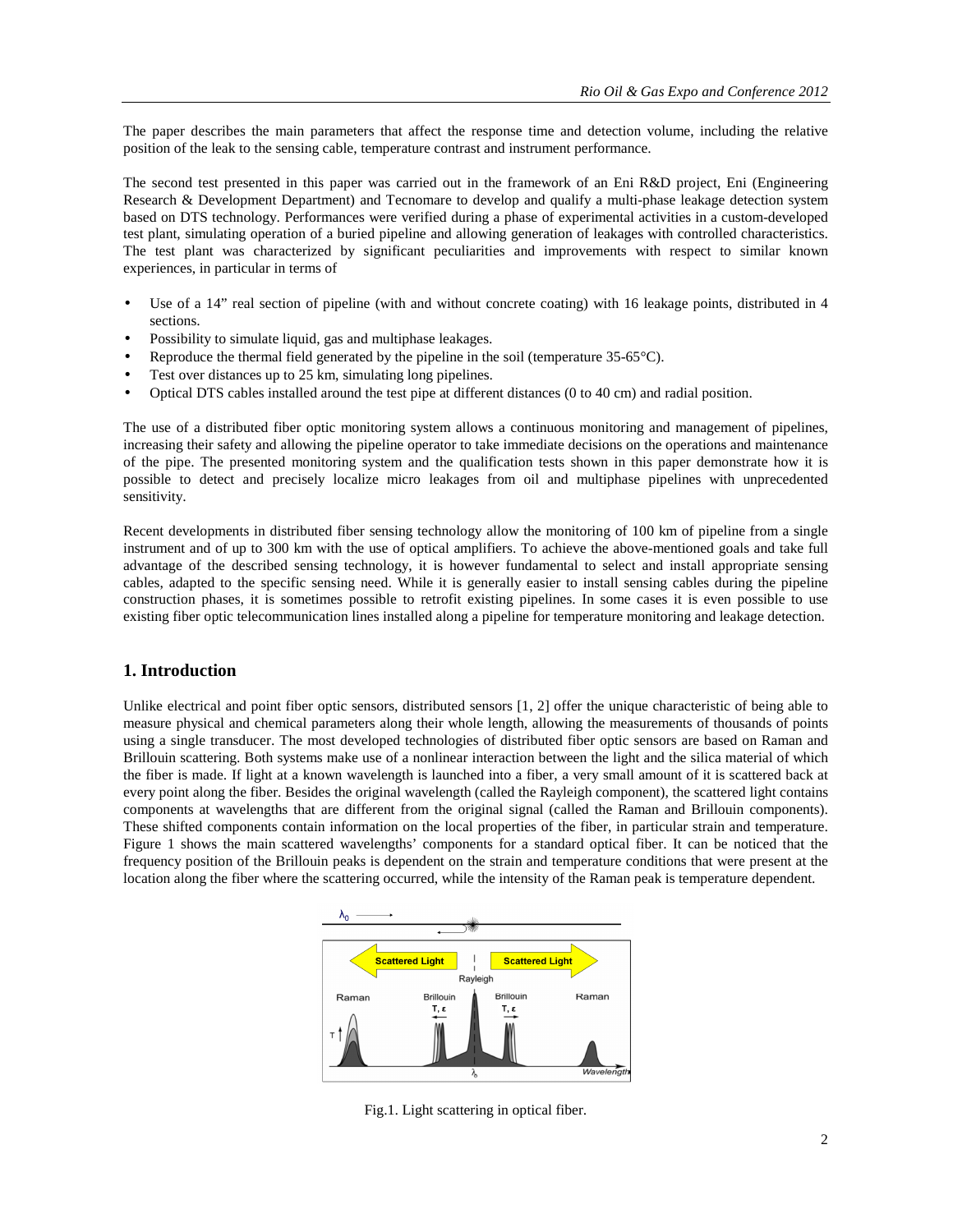The paper describes the main parameters that affect the response time and detection volume, including the relative position of the leak to the sensing cable, temperature contrast and instrument performance.

The second test presented in this paper was carried out in the framework of an Eni R&D project, Eni (Engineering Research & Development Department) and Tecnomare to develop and qualify a multi-phase leakage detection system based on DTS technology. Performances were verified during a phase of experimental activities in a custom-developed test plant, simulating operation of a buried pipeline and allowing generation of leakages with controlled characteristics. The test plant was characterized by significant peculiarities and improvements with respect to similar known experiences, in particular in terms of

- Use of a 14" real section of pipeline (with and without concrete coating) with 16 leakage points, distributed in 4 sections.
- Possibility to simulate liquid, gas and multiphase leakages.
- Reproduce the thermal field generated by the pipeline in the soil (temperature 35-65°C).
- Test over distances up to 25 km, simulating long pipelines.
- Optical DTS cables installed around the test pipe at different distances (0 to 40 cm) and radial position.

The use of a distributed fiber optic monitoring system allows a continuous monitoring and management of pipelines, increasing their safety and allowing the pipeline operator to take immediate decisions on the operations and maintenance of the pipe. The presented monitoring system and the qualification tests shown in this paper demonstrate how it is possible to detect and precisely localize micro leakages from oil and multiphase pipelines with unprecedented sensitivity.

Recent developments in distributed fiber sensing technology allow the monitoring of 100 km of pipeline from a single instrument and of up to 300 km with the use of optical amplifiers. To achieve the above-mentioned goals and take full advantage of the described sensing technology, it is however fundamental to select and install appropriate sensing cables, adapted to the specific sensing need. While it is generally easier to install sensing cables during the pipeline construction phases, it is sometimes possible to retrofit existing pipelines. In some cases it is even possible to use existing fiber optic telecommunication lines installed along a pipeline for temperature monitoring and leakage detection.

## 1. Introduction

Unlike electrical and point fiber optic sensors, distributed sensors [1, 2] offer the unique characteristic of being able to measure physical and chemical parameters along their whole length, allowing the measurements of thousands of points using a single transducer. The most developed technologies of distributed fiber optic sensors are based on Raman and Brillouin scattering. Both systems make use of a nonlinear interaction between the light and the silica material of which the fiber is made. If light at a known wavelength is launched into a fiber, a very small amount of it is scattered back at every point along the fiber. Besides the original wavelength (called the Rayleigh component), the scattered light contains components at wavelengths that are different from the original signal (called the Raman and Brillouin components). These shifted components contain information on the local properties of the fiber, in particular strain and temperature. Figure 1 shows the main scattered wavelengths' components for a standard optical fiber. It can be noticed that the frequency position of the Brillouin peaks is dependent on the strain and temperature conditions that were present at the location along the fiber where the scattering occurred, while the intensity of the Raman peak is temperature dependent.

$\lambda_0$

Scattered Light

Scattered Light

Rayleigh

Raman

Brillouin T, ε

Brillouin T, ε

Raman

T

$\lambda_0$

Wavelength

Fig.1. Light scattering in optical fiber.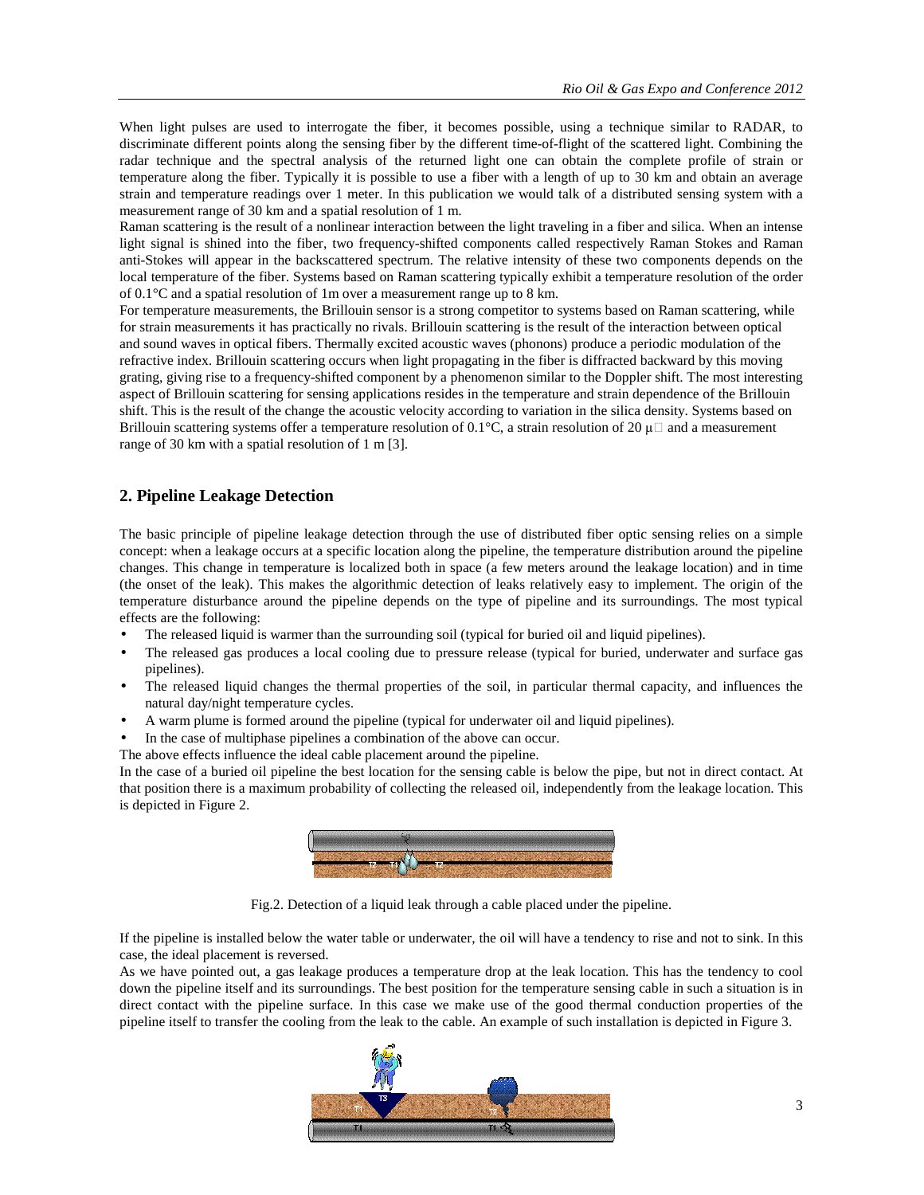When light pulses are used to interrogate the fiber, it becomes possible, using a technique similar to RADAR, to discriminate different points along the sensing fiber by the different time-of-flight of the scattered light. Combining the radar technique and the spectral analysis of the returned light one can obtain the complete profile of strain or temperature along the fiber. Typically it is possible to use a fiber with a length of up to 30 km and obtain an average strain and temperature readings over 1 meter. In this publication we would talk of a distributed sensing system with a measurement range of 30 km and a spatial resolution of 1 m.

Raman scattering is the result of a nonlinear interaction between the light traveling in a fiber and silica. When an intense light signal is shined into the fiber, two frequency-shifted components called respectively Raman Stokes and Raman anti-Stokes will appear in the backscattered spectrum. The relative intensity of these two components depends on the local temperature of the fiber. Systems based on Raman scattering typically exhibit a temperature resolution of the order of 0.1°C and a spatial resolution of 1m over a measurement range up to 8 km.

For temperature measurements, the Brillouin sensor is a strong competitor to systems based on Raman scattering, while for strain measurements it has practically no rivals. Brillouin scattering is the result of the interaction between optical and sound waves in optical fibers. Thermally excited acoustic waves (phonons) produce a periodic modulation of the refractive index. Brillouin scattering occurs when light propagating in the fiber is diffracted backward by this moving grating, giving rise to a frequency-shifted component by a phenomenon similar to the Doppler shift. The most interesting aspect of Brillouin scattering for sensing applications resides in the temperature and strain dependence of the Brillouin shift. This is the result of the change the acoustic velocity according to variation in the silica density. Systems based on Brillouin scattering systems offer a temperature resolution of 0.1°C, a strain resolution of 20 μ and a measurement range of 30 km with a spatial resolution of 1 m [3].

## 2. Pipeline Leakage Detection

The basic principle of pipeline leakage detection through the use of distributed fiber optic sensing relies on a simple concept: when a leakage occurs at a specific location along the pipeline, the temperature distribution around the pipeline changes. This change in temperature is localized both in space (a few meters around the leakage location) and in time (the onset of the leak). This makes the algorithmic detection of leaks relatively easy to implement. The origin of the temperature disturbance around the pipeline depends on the type of pipeline and its surroundings. The most typical effects are the following:

- The released liquid is warmer than the surrounding soil (typical for buried oil and liquid pipelines).
- The released gas produces a local cooling due to pressure release (typical for buried, underwater and surface gas pipelines).
- The released liquid changes the thermal properties of the soil, in particular thermal capacity, and influences the natural day/night temperature cycles.
- A warm plume is formed around the pipeline (typical for underwater oil and liquid pipelines).
- In the case of multiphase pipelines a combination of the above can occur.

The above effects influence the ideal cable placement around the pipeline.

In the case of a buried oil pipeline the best location for the sensing cable is below the pipe, but not in direct contact. At that position there is a maximum probability of collecting the released oil, independently from the leakage location. This is depicted in Figure 2.

Fig.2. Detection of a liquid leak through a cable placed under the pipeline.

If the pipeline is installed below the water table or underwater, the oil will have a tendency to rise and not to sink. In this case, the ideal placement is reversed.

As we have pointed out, a gas leakage produces a temperature drop at the leak location. This has the tendency to cool down the pipeline itself and its surroundings. The best position for the temperature sensing cable in such a situation is in direct contact with the pipeline surface. In this case we make use of the good thermal conduction properties of the pipeline itself to transfer the cooling from the leak to the cable. An example of such installation is depicted in Figure 3.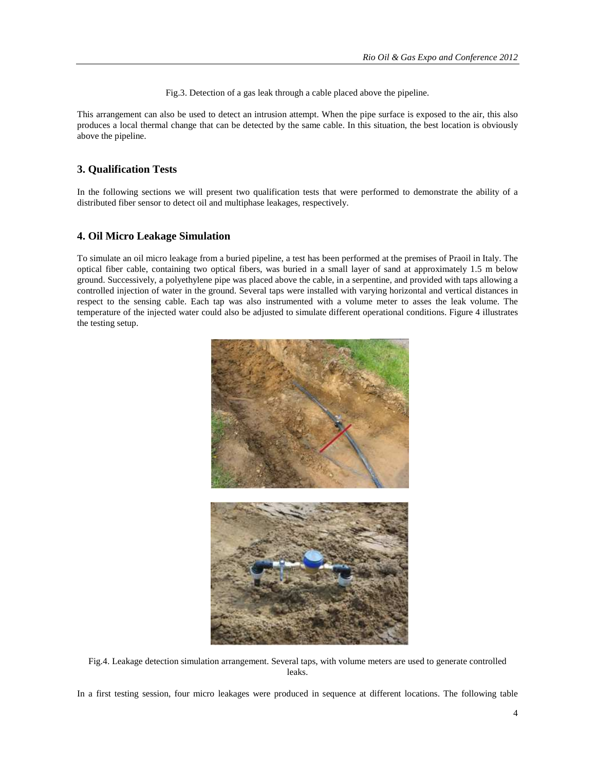Fig.3. Detection of a gas leak through a cable placed above the pipeline.

This arrangement can also be used to detect an intrusion attempt. When the pipe surface is exposed to the air, this also produces a local thermal change that can be detected by the same cable. In this situation, the best location is obviously above the pipeline.

## 3. Qualification Tests

In the following sections we will present two qualification tests that were performed to demonstrate the ability of a distributed fiber sensor to detect oil and multiphase leakages, respectively.

## 4. Oil Micro Leakage Simulation

To simulate an oil micro leakage from a buried pipeline, a test has been performed at the premises of Praoil in Italy. The optical fiber cable, containing two optical fibers, was buried in a small layer of sand at approximately 1.5 m below ground. Successively, a polyethylene pipe was placed above the cable, in a serpentine, and provided with taps allowing a controlled injection of water in the ground. Several taps were installed with varying horizontal and vertical distances in respect to the sensing cable. Each tap was also instrumented with a volume meter to asses the leak volume. The temperature of the injected water could also be adjusted to simulate different operational conditions. Figure 4 illustrates the testing setup.

Fig.4. Leakage detection simulation arrangement. Several taps, with volume meters are used to generate controlled leaks.

In a first testing session, four micro leakages were produced in sequence at different locations. The following table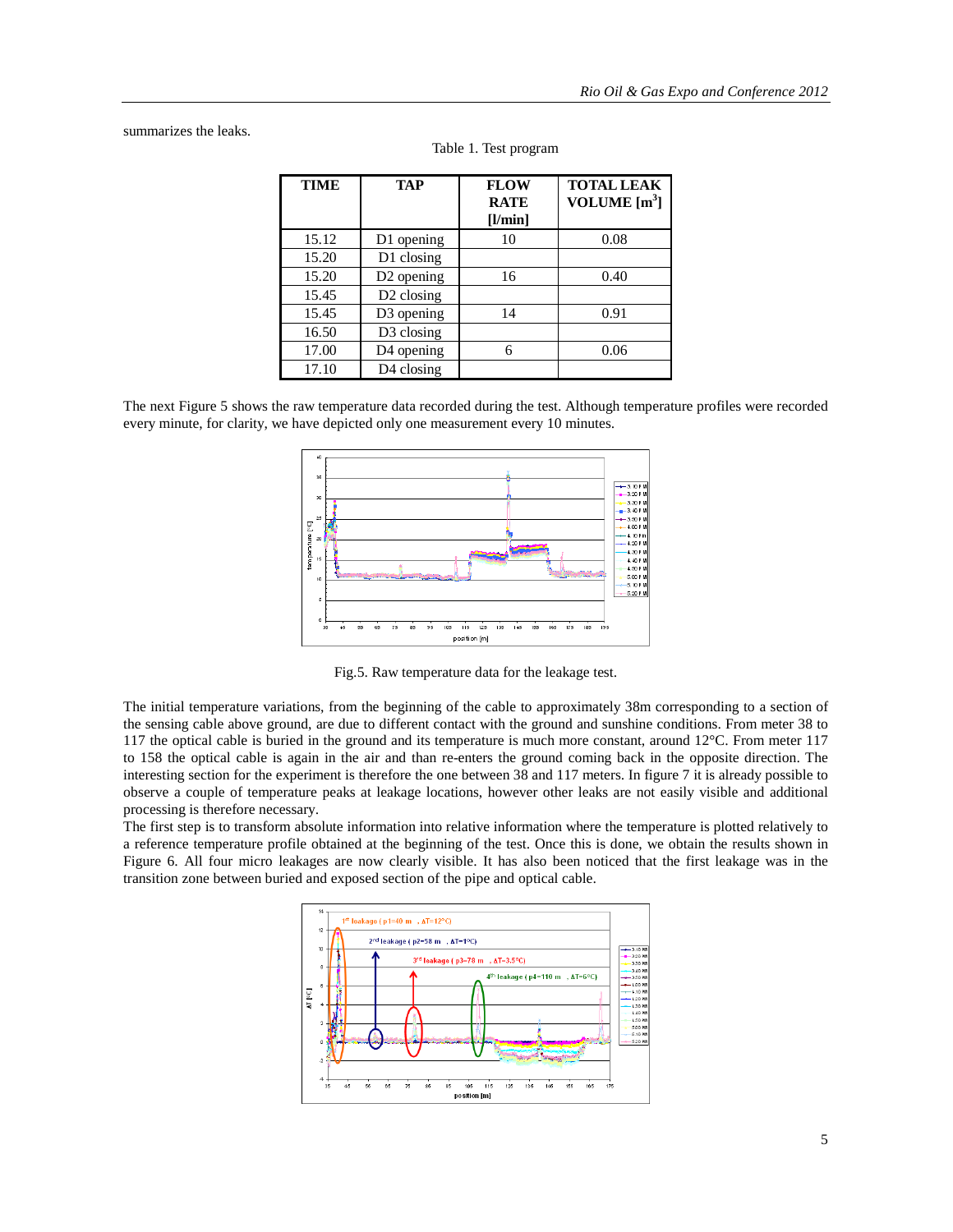summarizes the leaks.

Table 1. Test program

| TIME | TAP | FLOW RATE [l/min] | TOTAL LEAK VOLUME [m$^3$] |
|---|---|---|---|
| 15.12 | D1 opening | 10 | 0.08 |
| 15.20 | D1 closing | | |
| 15.20 | D2 opening | 16 | 0.40 |
| 15.45 | D2 closing | | |
| 15.45 | D3 opening | 14 | 0.91 |
| 16.50 | D3 closing | | |
| 17.00 | D4 opening | 6 | 0.06 |
| 17.10 | D4 closing | | |

The next Figure 5 shows the raw temperature data recorded during the test. Although temperature profiles were recorded every minute, for clarity, we have depicted only one measurement every 10 minutes.

Fig.5. Raw temperature data for the leakage test.

The initial temperature variations, from the beginning of the cable to approximately 38m corresponding to a section of the sensing cable above ground, are due to different contact with the ground and sunshine conditions. From meter 38 to 117 the optical cable is buried in the ground and its temperature is much more constant, around 12°C. From meter 117 to 158 the optical cable is again in the air and than re-enters the ground coming back in the opposite direction. The interesting section for the experiment is therefore the one between 38 and 117 meters. In figure 7 it is already possible to observe a couple of temperature peaks at leakage locations, however other leaks are not easily visible and additional processing is therefore necessary.

The first step is to transform absolute information into relative information where the temperature is plotted relatively to a reference temperature profile obtained at the beginning of the test. Once this is done, we obtain the results shown in Figure 6. All four micro leakages are now clearly visible. It has also been noticed that the first leakage was in the transition zone between buried and exposed section of the pipe and optical cable.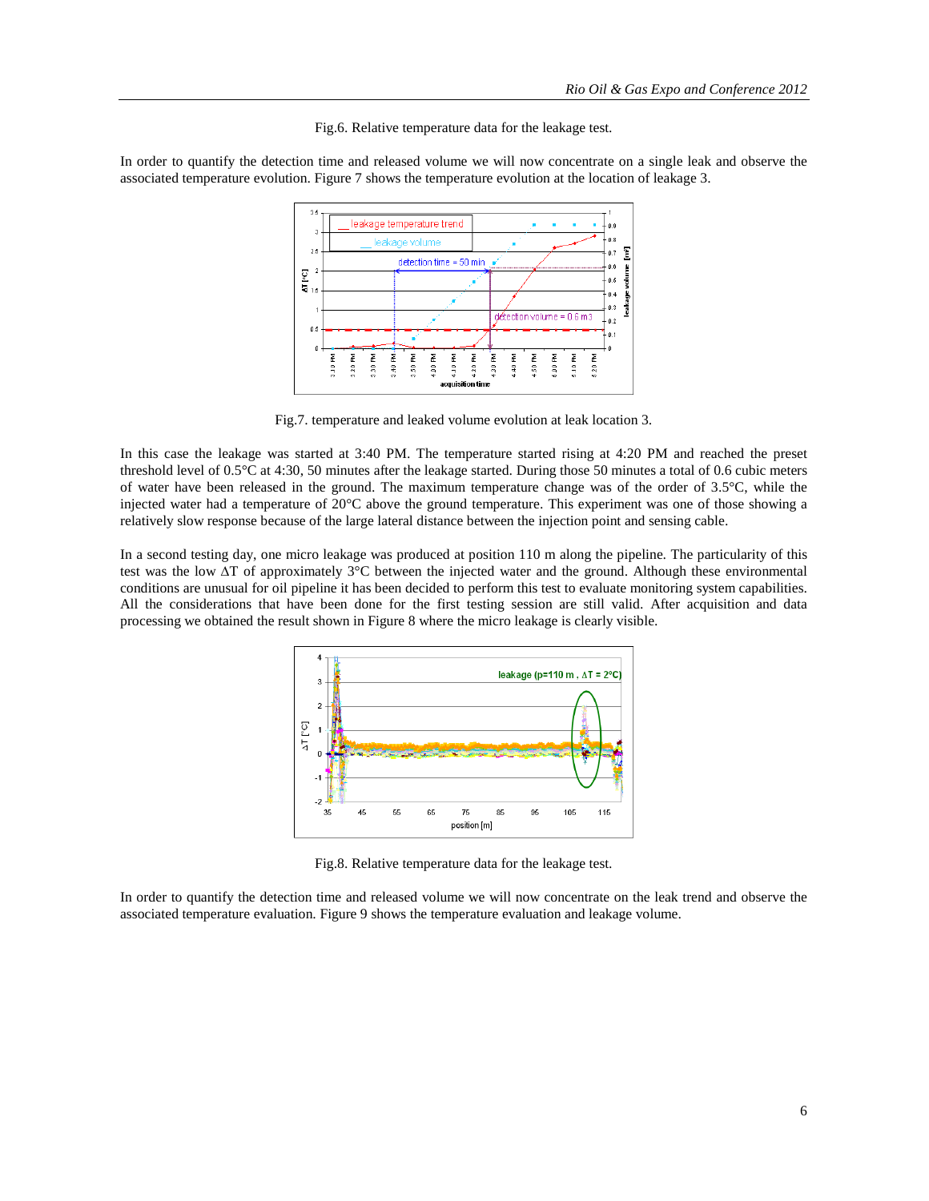Fig.6. Relative temperature data for the leakage test.

In order to quantify the detection time and released volume we will now concentrate on a single leak and observe the associated temperature evolution. Figure 7 shows the temperature evolution at the location of leakage 3.

Fig.7. temperature and leaked volume evolution at leak location 3.

In this case the leakage was started at 3:40 PM. The temperature started rising at 4:20 PM and reached the preset threshold level of 0.5°C at 4:30, 50 minutes after the leakage started. During those 50 minutes a total of 0.6 cubic meters of water have been released in the ground. The maximum temperature change was of the order of 3.5°C, while the injected water had a temperature of 20°C above the ground temperature. This experiment was one of those showing a relatively slow response because of the large lateral distance between the injection point and sensing cable.

In a second testing day, one micro leakage was produced at position 110 m along the pipeline. The particularity of this test was the low $\Delta T$ of approximately 3°C between the injected water and the ground. Although these environmental conditions are unusual for oil pipeline it has been decided to perform this test to evaluate monitoring system capabilities. All the considerations that have been done for the first testing session are still valid. After acquisition and data processing we obtained the result shown in Figure 8 where the micro leakage is clearly visible.

Fig.8. Relative temperature data for the leakage test.

In order to quantify the detection time and released volume we will now concentrate on the leak trend and observe the associated temperature evaluation. Figure 9 shows the temperature evaluation and leakage volume.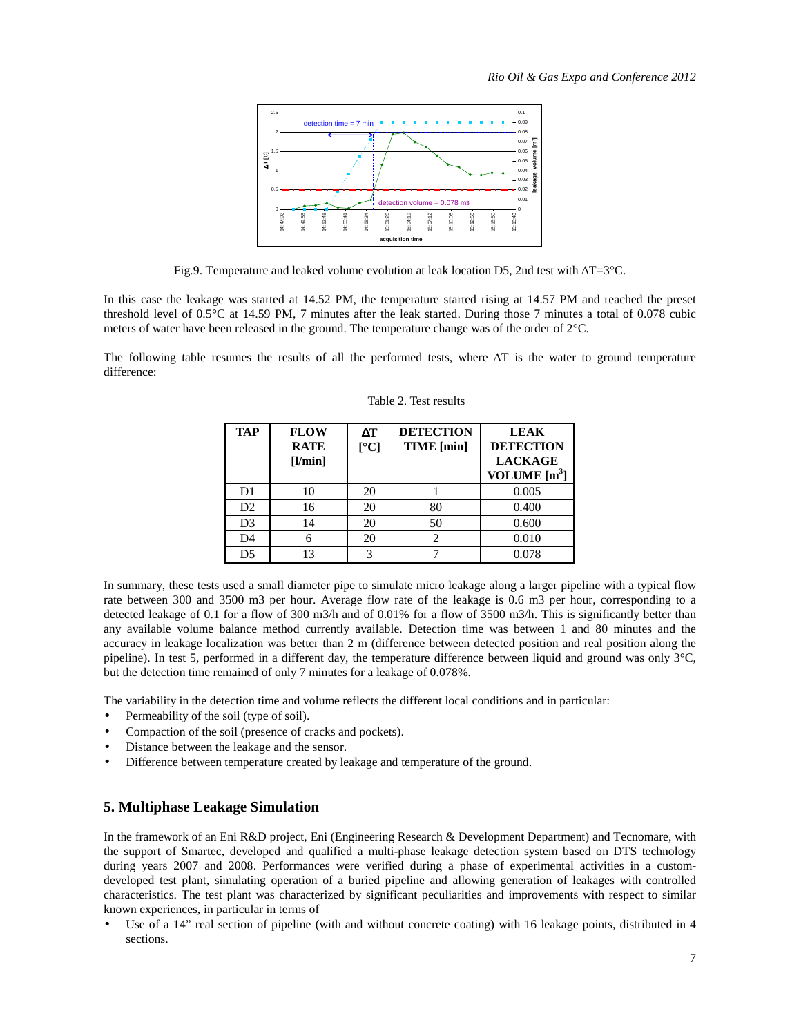Fig.9. Temperature and leaked volume evolution at leak location D5, 2nd test with ΔT=3°C.

In this case the leakage was started at 14.52 PM, the temperature started rising at 14.57 PM and reached the preset threshold level of 0.5°C at 14.59 PM, 7 minutes after the leak started. During those 7 minutes a total of 0.078 cubic meters of water have been released in the ground. The temperature change was of the order of 2°C.

The following table resumes the results of all the performed tests, where ΔT is the water to ground temperature difference:

Table 2. Test results

| TAP | FLOW RATE [l/min] | ΔT [°C] | DETECTION TIME [min] | LEAK DETECTION LACKAGE VOLUME [$m^3$] |
|---|---|---|---|---|
| D1 | 10 | 20 | 1 | 0.005 |
| D2 | 16 | 20 | 80 | 0.400 |
| D3 | 14 | 20 | 50 | 0.600 |
| D4 | 6 | 20 | 2 | 0.010 |
| D5 | 13 | 3 | 7 | 0.078 |

In summary, these tests used a small diameter pipe to simulate micro leakage along a larger pipeline with a typical flow rate between 300 and 3500 m3 per hour. Average flow rate of the leakage is 0.6 m3 per hour, corresponding to a detected leakage of 0.1 for a flow of 300 m3/h and of 0.01% for a flow of 3500 m3/h. This is significantly better than any available volume balance method currently available. Detection time was between 1 and 80 minutes and the accuracy in leakage localization was better than 2 m (difference between detected position and real position along the pipeline). In test 5, performed in a different day, the temperature difference between liquid and ground was only 3°C, but the detection time remained of only 7 minutes for a leakage of 0.078%.

The variability in the detection time and volume reflects the different local conditions and in particular:

- Permeability of the soil (type of soil).
- Compaction of the soil (presence of cracks and pockets).
- Distance between the leakage and the sensor.
- Difference between temperature created by leakage and temperature of the ground.

## 5. Multiphase Leakage Simulation

In the framework of an Eni R&D project, Eni (Engineering Research & Development Department) and Tecnomare, with the support of Smartec, developed and qualified a multi-phase leakage detection system based on DTS technology during years 2007 and 2008. Performances were verified during a phase of experimental activities in a custom-developed test plant, simulating operation of a buried pipeline and allowing generation of leakages with controlled characteristics. The test plant was characterized by significant peculiarities and improvements with respect to similar known experiences, in particular in terms of

- Use of a 14" real section of pipeline (with and without concrete coating) with 16 leakage points, distributed in 4 sections.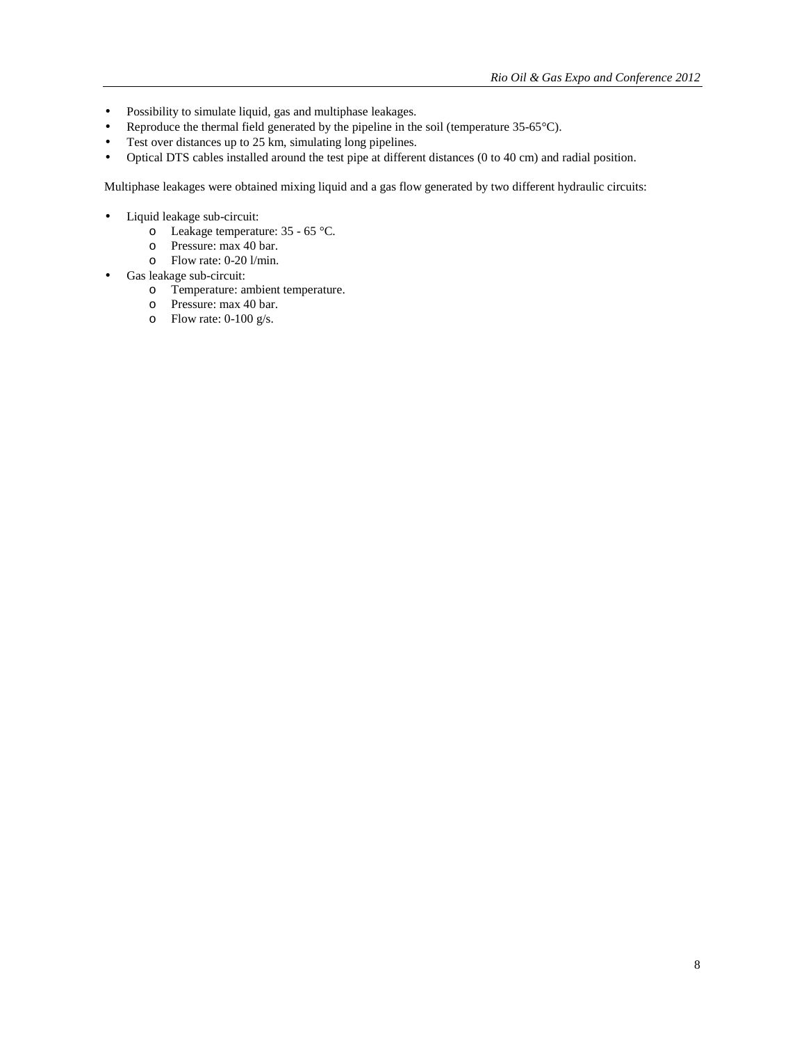- Possibility to simulate liquid, gas and multiphase leakages.
- Reproduce the thermal field generated by the pipeline in the soil (temperature 35-65°C).
- Test over distances up to 25 km, simulating long pipelines.
- Optical DTS cables installed around the test pipe at different distances (0 to 40 cm) and radial position.

Multiphase leakages were obtained mixing liquid and a gas flow generated by two different hydraulic circuits:

- Liquid leakage sub-circuit:
  - Leakage temperature: 35 - 65 °C.
  - Pressure: max 40 bar.
  - Flow rate: 0-20 l/min.
- Gas leakage sub-circuit:
  - Temperature: ambient temperature.
  - Pressure: max 40 bar.
  - Flow rate: 0-100 g/s.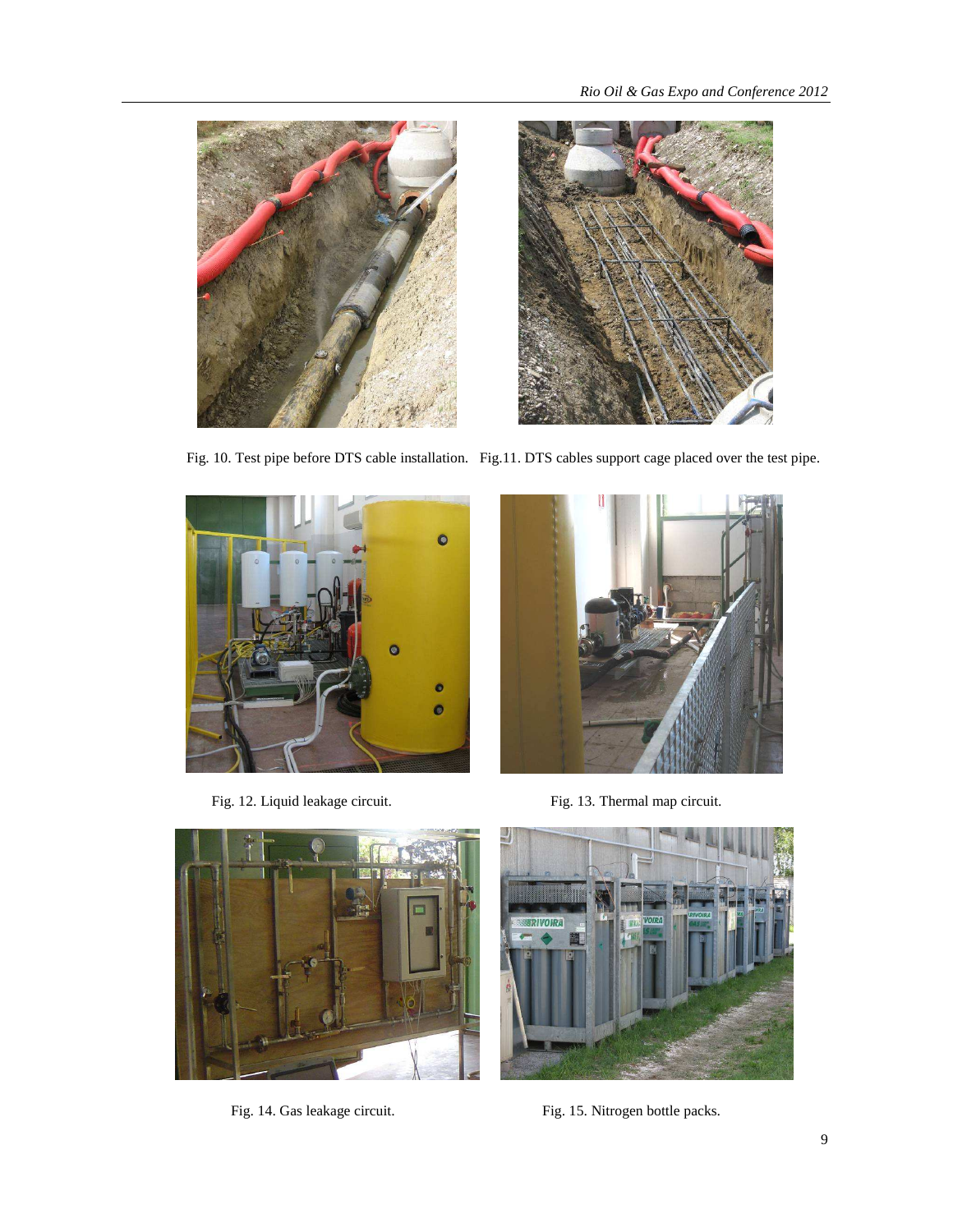Fig. 10. Test pipe before DTS cable installation.

Fig.11. DTS cables support cage placed over the test pipe.

Fig. 12. Liquid leakage circuit.

Fig. 13. Thermal map circuit.

Fig. 14. Gas leakage circuit.

Fig. 15. Nitrogen bottle packs.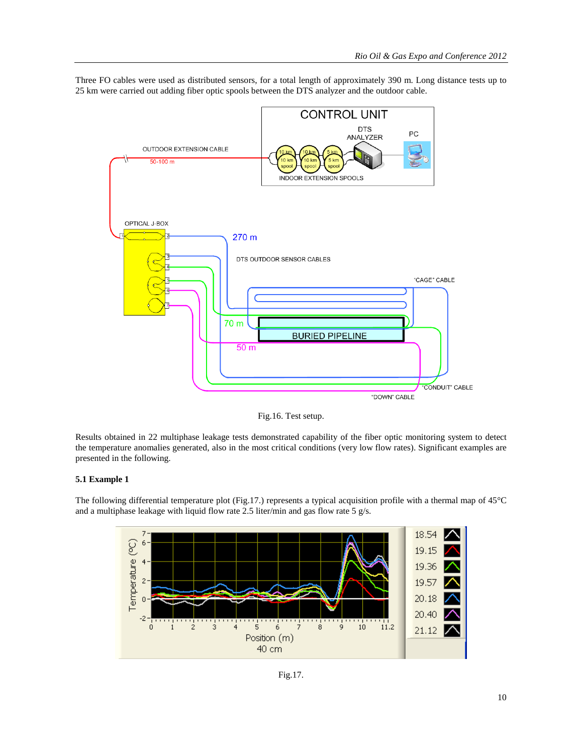Three FO cables were used as distributed sensors, for a total length of approximately 390 m. Long distance tests up to 25 km were carried out adding fiber optic spools between the DTS analyzer and the outdoor cable.

Fig.16. Test setup.

Results obtained in 22 multiphase leakage tests demonstrated capability of the fiber optic monitoring system to detect the temperature anomalies generated, also in the most critical conditions (very low flow rates). Significant examples are presented in the following.

### 5.1 Example 1

The following differential temperature plot (Fig.17.) represents a typical acquisition profile with a thermal map of 45°C and a multiphase leakage with liquid flow rate 2.5 liter/min and gas flow rate 5 g/s.

Fig.17.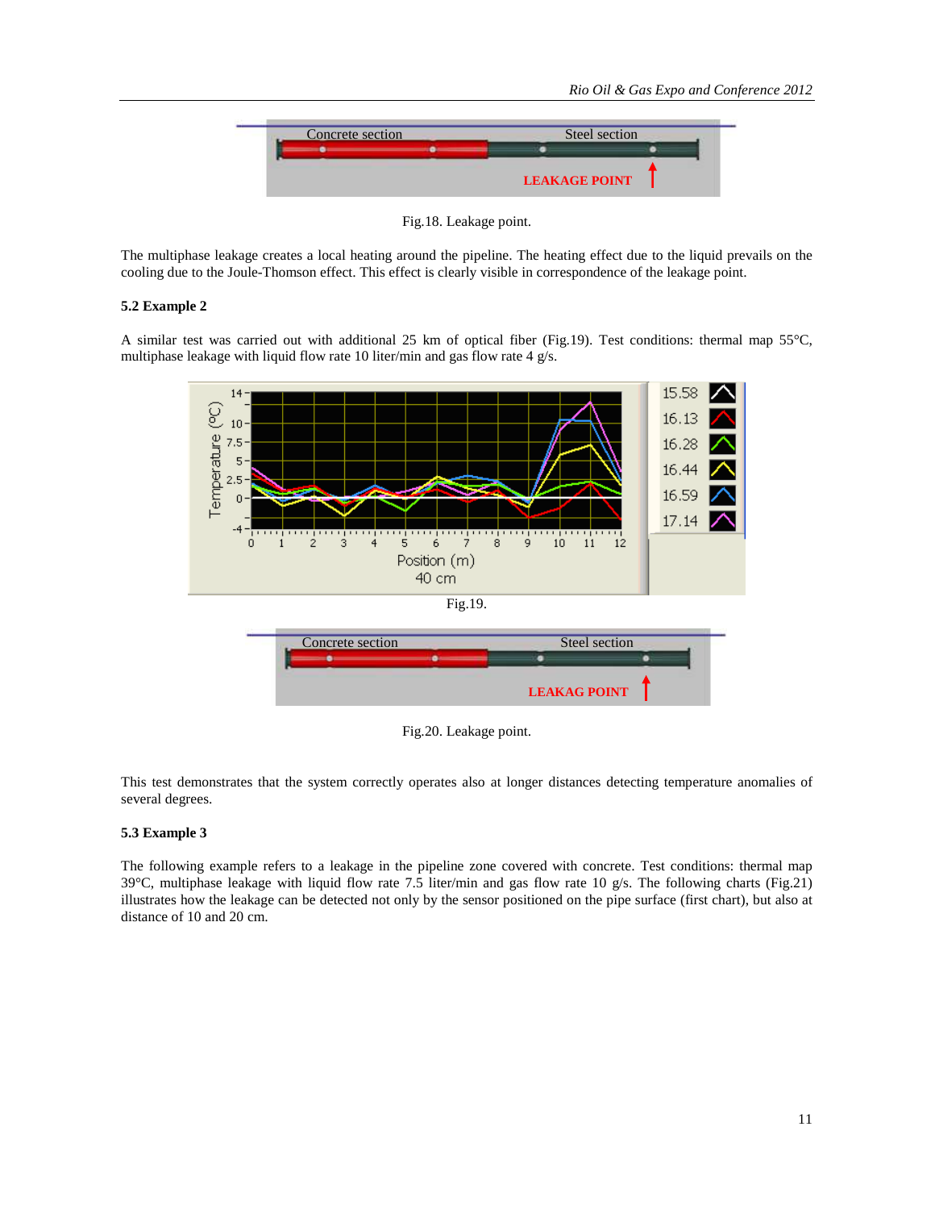Fig.18. Leakage point.

The multiphase leakage creates a local heating around the pipeline. The heating effect due to the liquid prevails on the cooling due to the Joule-Thomson effect. This effect is clearly visible in correspondence of the leakage point.

### 5.2 Example 2

A similar test was carried out with additional 25 km of optical fiber (Fig.19). Test conditions: thermal map 55°C, multiphase leakage with liquid flow rate 10 liter/min and gas flow rate 4 g/s.

Fig.19.

Fig.20. Leakage point.

This test demonstrates that the system correctly operates also at longer distances detecting temperature anomalies of several degrees.

### 5.3 Example 3

The following example refers to a leakage in the pipeline zone covered with concrete. Test conditions: thermal map 39°C, multiphase leakage with liquid flow rate 7.5 liter/min and gas flow rate 10 g/s. The following charts (Fig.21) illustrates how the leakage can be detected not only by the sensor positioned on the pipe surface (first chart), but also at distance of 10 and 20 cm.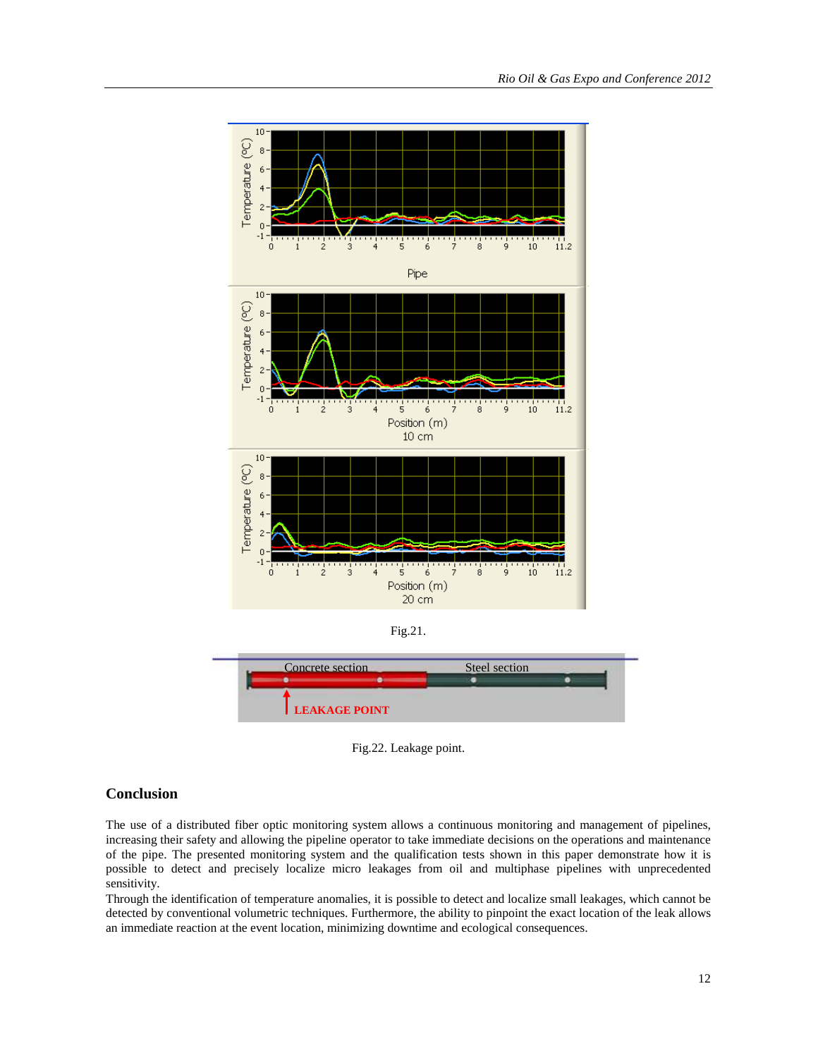Fig.21.

Fig.22. Leakage point.

## Conclusion

The use of a distributed fiber optic monitoring system allows a continuous monitoring and management of pipelines, increasing their safety and allowing the pipeline operator to take immediate decisions on the operations and maintenance of the pipe. The presented monitoring system and the qualification tests shown in this paper demonstrate how it is possible to detect and precisely localize micro leakages from oil and multiphase pipelines with unprecedented sensitivity.

Through the identification of temperature anomalies, it is possible to detect and localize small leakages, which cannot be detected by conventional volumetric techniques. Furthermore, the ability to pinpoint the exact location of the leak allows an immediate reaction at the event location, minimizing downtime and ecological consequences.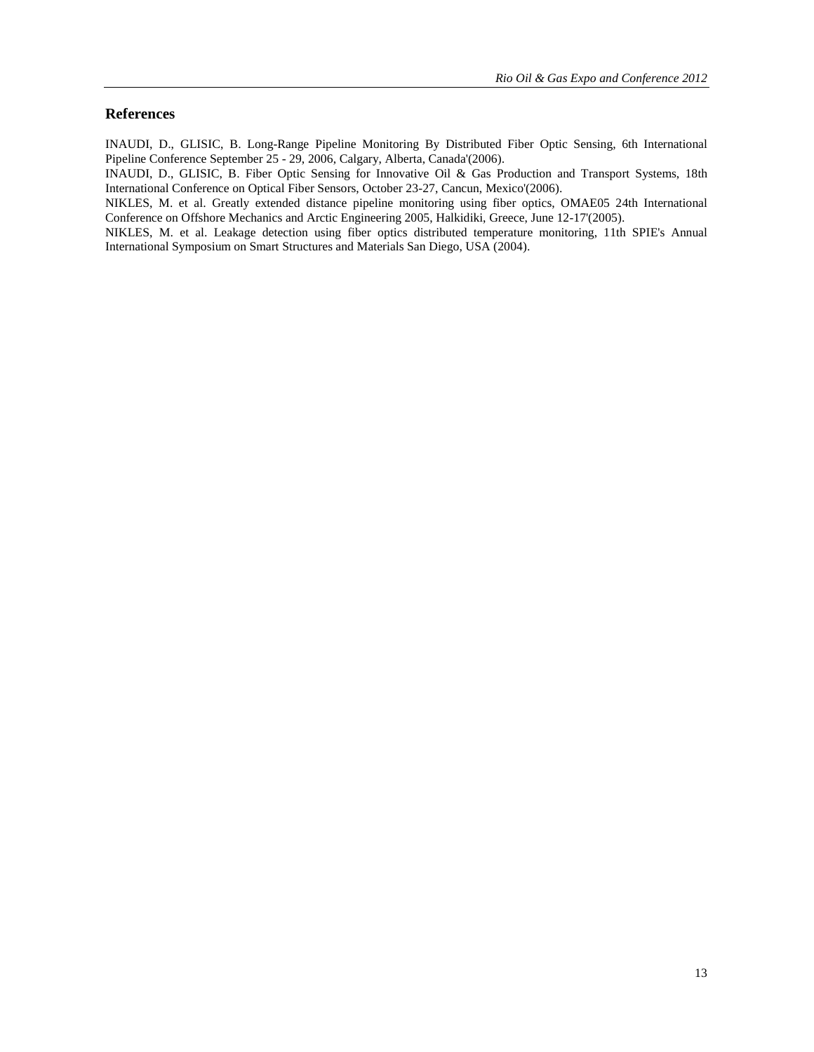## References

INAUDI, D., GLISIC, B. Long-Range Pipeline Monitoring By Distributed Fiber Optic Sensing, 6th International Pipeline Conference September 25 - 29, 2006, Calgary, Alberta, Canada'(2006).

INAUDI, D., GLISIC, B. Fiber Optic Sensing for Innovative Oil & Gas Production and Transport Systems, 18th International Conference on Optical Fiber Sensors, October 23-27, Cancun, Mexico'(2006).

NIKLES, M. et al. Greatly extended distance pipeline monitoring using fiber optics, OMAE05 24th International Conference on Offshore Mechanics and Arctic Engineering 2005, Halkidiki, Greece, June 12-17'(2005).

NIKLES, M. et al. Leakage detection using fiber optics distributed temperature monitoring, 11th SPIE's Annual International Symposium on Smart Structures and Materials San Diego, USA (2004).